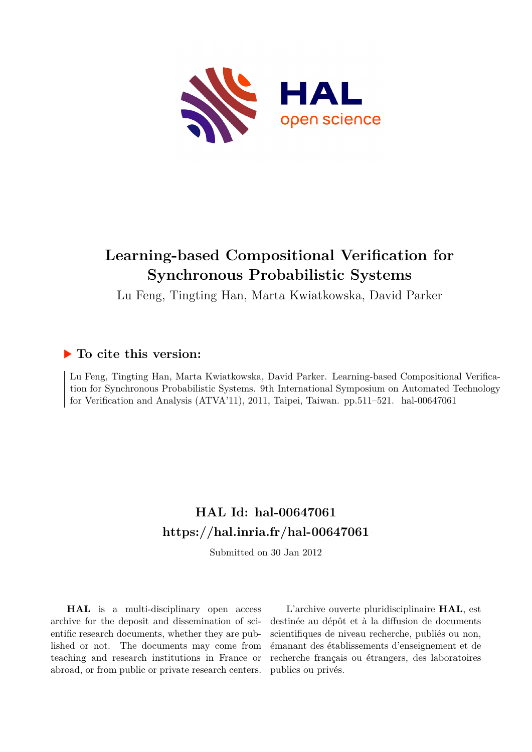HAL open science

# Learning-based Compositional Verification for Synchronous Probabilistic Systems

Lu Feng, Tingting Han, Marta Kwiatkowska, David Parker

## ▶ To cite this version:

Lu Feng, Tingting Han, Marta Kwiatkowska, David Parker. Learning-based Compositional Verification for Synchronous Probabilistic Systems. 9th International Symposium on Automated Technology for Verification and Analysis (ATVA'11), 2011, Taipei, Taiwan. pp.511–521. hal-00647061

## HAL Id: hal-00647061
## https://hal.inria.fr/hal-00647061

Submitted on 30 Jan 2012

**HAL** is a multi-disciplinary open access archive for the deposit and dissemination of scientific research documents, whether they are published or not. The documents may come from teaching and research institutions in France or abroad, or from public or private research centers.

L'archive ouverte pluridisciplinaire **HAL**, est destinée au dépôt et à la diffusion de documents scientifiques de niveau recherche, publiés ou non, émanant des établissements d'enseignement et de recherche français ou étrangers, des laboratoires publics ou privés.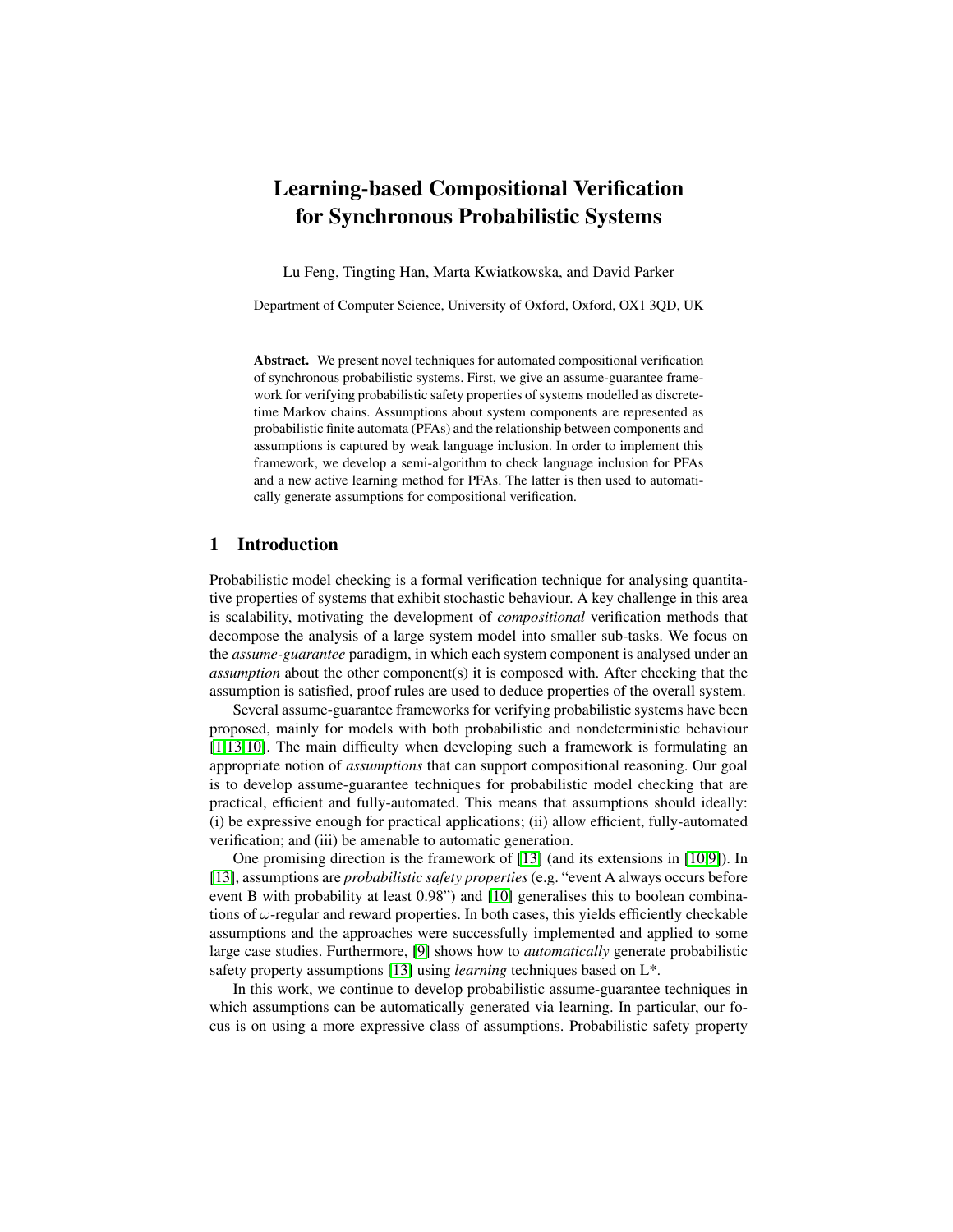# Learning-based Compositional Verification for Synchronous Probabilistic Systems

Lu Feng, Tingting Han, Marta Kwiatkowska, and David Parker

Department of Computer Science, University of Oxford, Oxford, OX1 3QD, UK

**Abstract.** We present novel techniques for automated compositional verification of synchronous probabilistic systems. First, we give an assume-guarantee framework for verifying probabilistic safety properties of systems modelled as discrete-time Markov chains. Assumptions about system components are represented as probabilistic finite automata (PFAs) and the relationship between components and assumptions is captured by weak language inclusion. In order to implement this framework, we develop a semi-algorithm to check language inclusion for PFAs and a new active learning method for PFAs. The latter is then used to automatically generate assumptions for compositional verification.

## 1 Introduction

Probabilistic model checking is a formal verification technique for analysing quantitative properties of systems that exhibit stochastic behaviour. A key challenge in this area is scalability, motivating the development of *compositional* verification methods that decompose the analysis of a large system model into smaller sub-tasks. We focus on the *assume-guarantee* paradigm, in which each system component is analysed under an *assumption* about the other component(s) it is composed with. After checking that the assumption is satisfied, proof rules are used to deduce properties of the overall system.

Several assume-guarantee frameworks for verifying probabilistic systems have been proposed, mainly for models with both probabilistic and nondeterministic behaviour [1,13,10]. The main difficulty when developing such a framework is formulating an appropriate notion of *assumptions* that can support compositional reasoning. Our goal is to develop assume-guarantee techniques for probabilistic model checking that are practical, efficient and fully-automated. This means that assumptions should ideally: (i) be expressive enough for practical applications; (ii) allow efficient, fully-automated verification; and (iii) be amenable to automatic generation.

One promising direction is the framework of [13] (and its extensions in [10,9]). In [13], assumptions are *probabilistic safety properties* (e.g. "event A always occurs before event B with probability at least 0.98") and [10] generalises this to boolean combinations of $\omega$-regular and reward properties. In both cases, this yields efficiently checkable assumptions and the approaches were successfully implemented and applied to some large case studies. Furthermore, [9] shows how to *automatically* generate probabilistic safety property assumptions [13] using *learning* techniques based on L*.

In this work, we continue to develop probabilistic assume-guarantee techniques in which assumptions can be automatically generated via learning. In particular, our focus is on using a more expressive class of assumptions. Probabilistic safety property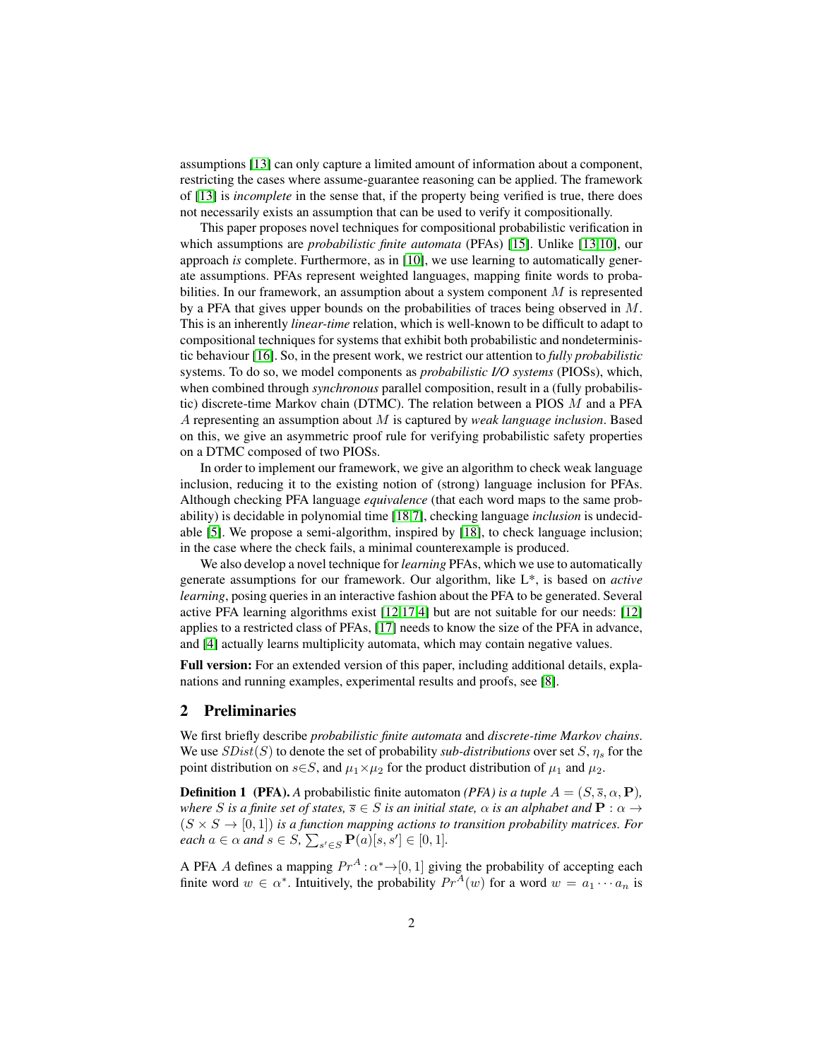assumptions [13] can only capture a limited amount of information about a component, restricting the cases where assume-guarantee reasoning can be applied. The framework of [13] is *incomplete* in the sense that, if the property being verified is true, there does not necessarily exists an assumption that can be used to verify it compositionally.

This paper proposes novel techniques for compositional probabilistic verification in which assumptions are *probabilistic finite automata* (PFAs) [15]. Unlike [13,10], our approach *is* complete. Furthermore, as in [10], we use learning to automatically generate assumptions. PFAs represent weighted languages, mapping finite words to probabilities. In our framework, an assumption about a system component $M$ is represented by a PFA that gives upper bounds on the probabilities of traces being observed in $M$. This is an inherently *linear-time* relation, which is well-known to be difficult to adapt to compositional techniques for systems that exhibit both probabilistic and nondeterministic behaviour [16]. So, in the present work, we restrict our attention to *fully probabilistic* systems. To do so, we model components as *probabilistic I/O systems* (PIOSs), which, when combined through *synchronous* parallel composition, result in a (fully probabilistic) discrete-time Markov chain (DTMC). The relation between a PIOS $M$ and a PFA $A$ representing an assumption about $M$ is captured by *weak language inclusion*. Based on this, we give an asymmetric proof rule for verifying probabilistic safety properties on a DTMC composed of two PIOSs.

In order to implement our framework, we give an algorithm to check weak language inclusion, reducing it to the existing notion of (strong) language inclusion for PFAs. Although checking PFA language *equivalence* (that each word maps to the same probability) is decidable in polynomial time [18,7], checking language *inclusion* is undecidable [5]. We propose a semi-algorithm, inspired by [18], to check language inclusion; in the case where the check fails, a minimal counterexample is produced.

We also develop a novel technique for *learning* PFAs, which we use to automatically generate assumptions for our framework. Our algorithm, like L*, is based on *active learning*, posing queries in an interactive fashion about the PFA to be generated. Several active PFA learning algorithms exist [12,17,4] but are not suitable for our needs: [12] applies to a restricted class of PFAs, [17] needs to know the size of the PFA in advance, and [4] actually learns multiplicity automata, which may contain negative values.

**Full version:** For an extended version of this paper, including additional details, explanations and running examples, experimental results and proofs, see [8].

## 2 Preliminaries

We first briefly describe *probabilistic finite automata* and *discrete-time Markov chains*. We use $SDist(S)$ to denote the set of probability *sub-distributions* over set $S$, $\eta_s$ for the point distribution on $s \in S$, and $\mu_1 \times \mu_2$ for the product distribution of $\mu_1$ and $\mu_2$.

**Definition 1 (PFA).** *A probabilistic finite automaton (PFA) is a tuple $A = (S, \overline{s}, \alpha, \mathbf{P})$, where $S$ is a finite set of states, $\overline{s} \in S$ is an initial state, $\alpha$ is an alphabet and $\mathbf{P} : \alpha \rightarrow (S \times S \rightarrow [0, 1])$ is a function mapping actions to transition probability matrices. For each $a \in \alpha$ and $s \in S$, $\sum_{s' \in S} \mathbf{P}(a)[s, s'] \in [0, 1]$.*

A PFA $A$ defines a mapping $Pr^A : \alpha^* \rightarrow [0, 1]$ giving the probability of accepting each finite word $w \in \alpha^*$. Intuitively, the probability $Pr^A(w)$ for a word $w = a_1 \cdots a_n$ is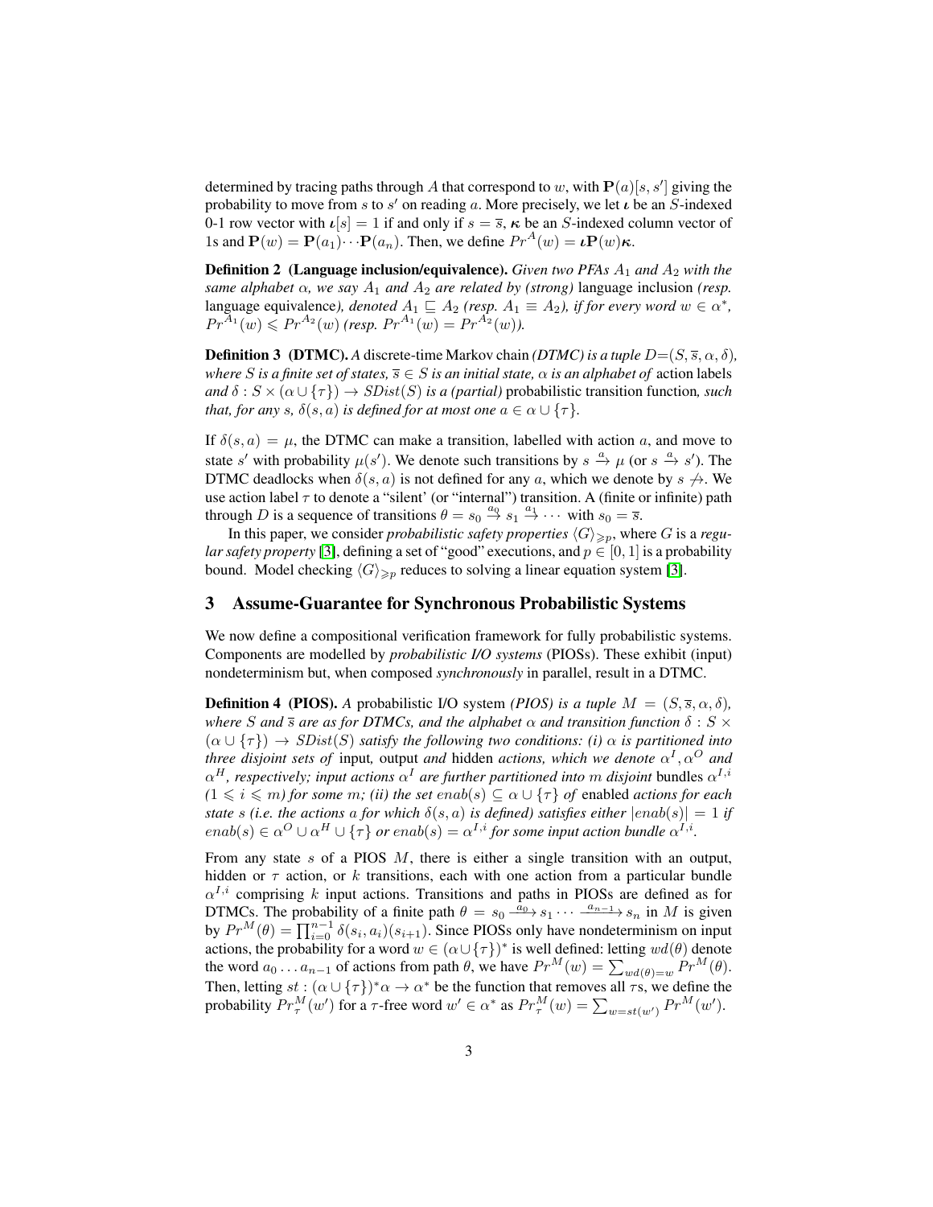determined by tracing paths through $A$ that correspond to $w$, with $\mathbf{P}(a)[s, s']$ giving the probability to move from $s$ to $s'$ on reading $a$. More precisely, we let $\boldsymbol{\iota}$ be an $S$-indexed 0-1 row vector with $\boldsymbol{\iota}[s] = 1$ if and only if $s = \overline{s}$, $\boldsymbol{\kappa}$ be an $S$-indexed column vector of 1s and $\mathbf{P}(w) = \mathbf{P}(a_1) \cdots \mathbf{P}(a_n)$. Then, we define $Pr^A(w) = \boldsymbol{\iota}\mathbf{P}(w)\boldsymbol{\kappa}$.

**Definition 2 (Language inclusion/equivalence).** *Given two PFAs $A_1$ and $A_2$ with the same alphabet $\alpha$, we say $A_1$ and $A_2$ are related by (strong)* language inclusion *(resp.* language equivalence*), denoted $A_1 \sqsubseteq A_2$ (resp. $A_1 \equiv A_2$), if for every word $w \in \alpha^*$, $Pr^{A_1}(w) \leqslant Pr^{A_2}(w)$ (resp. $Pr^{A_1}(w) = Pr^{A_2}(w)$).*

**Definition 3 (DTMC).** *A* discrete-time Markov chain *(DTMC) is a tuple $D{=}(S, \overline{s}, \alpha, \delta)$, where $S$ is a finite set of states, $\overline{s} \in S$ is an initial state, $\alpha$ is an alphabet of* action labels *and $\delta : S \times (\alpha \cup \{\tau\}) \rightarrow SDist(S)$ is a (partial)* probabilistic transition function*, such that, for any $s$, $\delta(s, a)$ is defined for at most one $a \in \alpha \cup \{\tau\}$.*

If $\delta(s, a) = \mu$, the DTMC can make a transition, labelled with action $a$, and move to state $s'$ with probability $\mu(s')$. We denote such transitions by $s \xrightarrow{a} \mu$ (or $s \xrightarrow{a} s'$). The DTMC deadlocks when $\delta(s, a)$ is not defined for any $a$, which we denote by $s \not\rightarrow$. We use action label $\tau$ to denote a "silent' (or "internal") transition. A (finite or infinite) path through $D$ is a sequence of transitions $\theta = s_0 \xrightarrow{a_0} s_1 \xrightarrow{a_1} \cdots$ with $s_0 = \overline{s}$.

In this paper, we consider *probabilistic safety properties* $\langle G \rangle_{\geqslant p}$, where $G$ is a *regular safety property* [3], defining a set of "good" executions, and $p \in [0, 1]$ is a probability bound. Model checking $\langle G \rangle_{\geqslant p}$ reduces to solving a linear equation system [3].

## 3 Assume-Guarantee for Synchronous Probabilistic Systems

We now define a compositional verification framework for fully probabilistic systems. Components are modelled by *probabilistic I/O systems* (PIOSs). These exhibit (input) nondeterminism but, when composed *synchronously* in parallel, result in a DTMC.

**Definition 4 (PIOS).** *A probabilistic I/O system (PIOS) is a tuple $M = (S, \overline{s}, \alpha, \delta)$, where $S$ and $\overline{s}$ are as for DTMCs, and the alphabet $\alpha$ and transition function $\delta : S \times (\alpha \cup \{\tau\}) \rightarrow SDist(S)$ satisfy the following two conditions: (i) $\alpha$ is partitioned into three disjoint sets of* input*,* output *and* hidden *actions, which we denote $\alpha^I, \alpha^O$ and $\alpha^H$, respectively; input actions $\alpha^I$ are further partitioned into $m$ disjoint* bundles *$\alpha^{I,i}$ ($1 \leqslant i \leqslant m$) for some $m$; (ii) the set $enab(s) \subseteq \alpha \cup \{\tau\}$ of* enabled *actions for each state $s$ (i.e. the actions $a$ for which $\delta(s, a)$ is defined) satisfies either $|enab(s)| = 1$ if $enab(s) \in \alpha^O \cup \alpha^H \cup \{\tau\}$ or $enab(s) = \alpha^{I,i}$ for some input action bundle $\alpha^{I,i}$.*

From any state $s$ of a PIOS $M$, there is either a single transition with an output, hidden or $\tau$ action, or $k$ transitions, each with one action from a particular bundle $\alpha^{I,i}$ comprising $k$ input actions. Transitions and paths in PIOSs are defined as for DTMCs. The probability of a finite path $\theta = s_0 \xrightarrow{a_0} s_1 \cdots \xrightarrow{a_{n-1}} s_n$ in $M$ is given by $Pr^M(\theta) = \prod_{i=0}^{n-1} \delta(s_i, a_i)(s_{i+1})$. Since PIOSs only have nondeterminism on input actions, the probability for a word $w \in (\alpha \cup \{\tau\})^*$ is well defined: letting $wd(\theta)$ denote the word $a_0 \ldots a_{n-1}$ of actions from path $\theta$, we have $Pr^M(w) = \sum_{wd(\theta)=w} Pr^M(\theta)$. Then, letting $st : (\alpha \cup \{\tau\})^* \alpha \rightarrow \alpha^*$ be the function that removes all $\tau$s, we define the probability $Pr_\tau^M(w')$ for a $\tau$-free word $w' \in \alpha^*$ as $Pr_\tau^M(w) = \sum_{w=st(w')} Pr^M(w')$.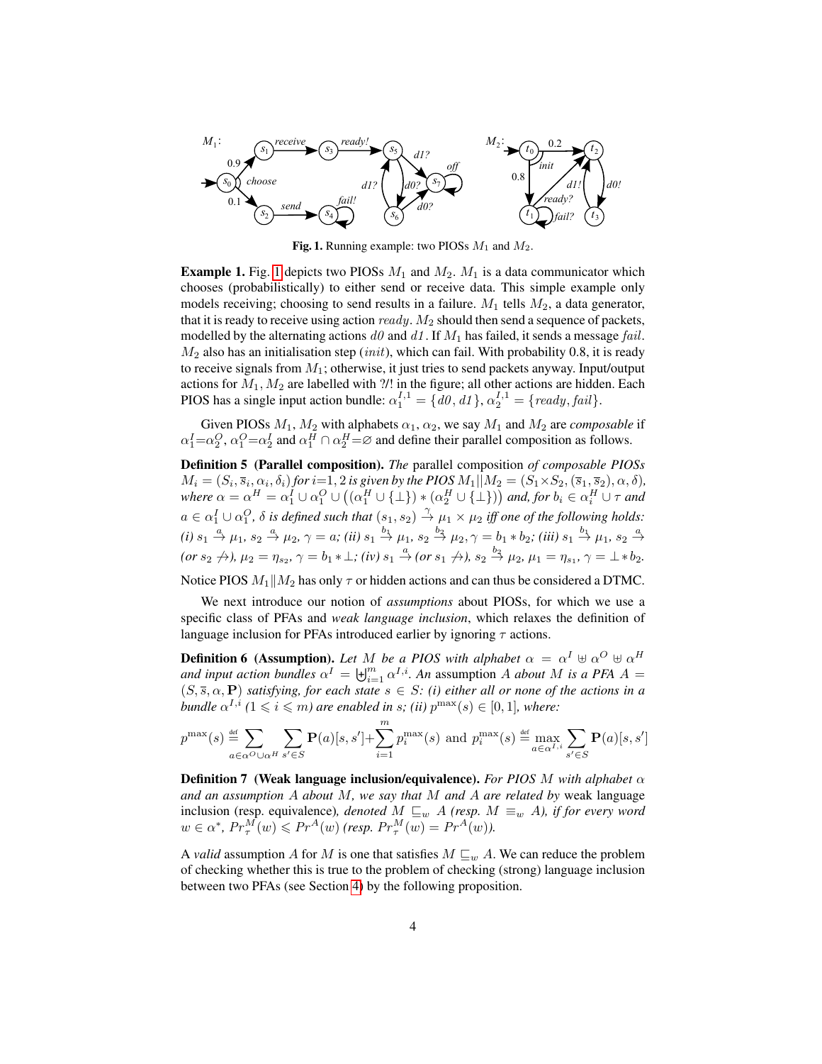Fig. 1. Running example: two PIOSs $M_1$ and $M_2$.

**Example 1.** Fig. 1 depicts two PIOSs $M_1$ and $M_2$. $M_1$ is a data communicator which chooses (probabilistically) to either send or receive data. This simple example only models receiving; choosing to send results in a failure. $M_1$ tells $M_2$, a data generator, that it is ready to receive using action *ready*. $M_2$ should then send a sequence of packets, modelled by the alternating actions *d0* and *d1*. If $M_1$ has failed, it sends a message *fail*. $M_2$ also has an initialisation step (*init*), which can fail. With probability 0.8, it is ready to receive signals from $M_1$; otherwise, it just tries to send packets anyway. Input/output actions for $M_1, M_2$ are labelled with ?/! in the figure; all other actions are hidden. Each PIOS has a single input action bundle: $\alpha_1^{I,1} = \{d0, d1\}$, $\alpha_2^{I,1} = \{ready, fail\}$.

Given PIOSs $M_1, M_2$ with alphabets $\alpha_1, \alpha_2$, we say $M_1$ and $M_2$ are *composable* if $\alpha_1^I = \alpha_2^O$, $\alpha_1^O = \alpha_2^I$ and $\alpha_1^H \cap \alpha_2^H = \varnothing$ and define their parallel composition as follows.

**Definition 5 (Parallel composition).** *The* parallel composition *of composable PIOSs $M_i = (S_i, \overline{s}_i, \alpha_i, \delta_i)$ for $i$=1, 2 is given by the PIOS $M_1 \| M_2 = (S_1 \times S_2, (\overline{s}_1, \overline{s}_2), \alpha, \delta)$, where $\alpha = \alpha^H = \alpha_1^I \cup \alpha_1^O \cup \big((\alpha_1^H \cup \{\bot\}) * (\alpha_2^H \cup \{\bot\})\big)$ and, for $b_i \in \alpha_i^H \cup \tau$ and $a \in \alpha_1^I \cup \alpha_1^O$, $\delta$ is defined such that $(s_1, s_2) \xrightarrow{\gamma} \mu_1 \times \mu_2$ iff one of the following holds: (i) $s_1 \xrightarrow{a} \mu_1$, $s_2 \xrightarrow{a} \mu_2$, $\gamma = a$; (ii) $s_1 \xrightarrow{b_1} \mu_1$, $s_2 \xrightarrow{b_2} \mu_2$, $\gamma = b_1 * b_2$; (iii) $s_1 \xrightarrow{b_1} \mu_1$, $s_2 \xrightarrow{a}$ (or $s_2 \not\rightarrow$), $\mu_2 = \eta_{s_2}$, $\gamma = b_1 * \bot$; (iv) $s_1 \xrightarrow{a}$ (or $s_1 \not\rightarrow$), $s_2 \xrightarrow{b_2} \mu_2$, $\mu_1 = \eta_{s_1}$, $\gamma = \bot * b_2$.*

Notice PIOS $M_1 \| M_2$ has only $\tau$ or hidden actions and can thus be considered a DTMC.

We next introduce our notion of *assumptions* about PIOSs, for which we use a specific class of PFAs and *weak language inclusion*, which relaxes the definition of language inclusion for PFAs introduced earlier by ignoring $\tau$ actions.

**Definition 6 (Assumption).** *Let $M$ be a PIOS with alphabet $\alpha = \alpha^I \uplus \alpha^O \uplus \alpha^H$ and input action bundles $\alpha^I = \biguplus_{i=1}^m \alpha^{I,i}$. An* assumption *$A$ about $M$ is a PFA $A = (S, \overline{s}, \alpha, \mathbf{P})$ satisfying, for each state $s \in S$: (i) either all or none of the actions in a bundle $\alpha^{I,i}$ ($1 \leqslant i \leqslant m$) are enabled in $s$; (ii) $p^{\max}(s) \in [0, 1]$, where:*

$$p^{\max}(s) \stackrel{\text{def}}{=} \sum_{a \in \alpha^O \cup \alpha^H} \sum_{s' \in S} \mathbf{P}(a)[s, s'] + \sum_{i=1}^{m} p_i^{\max}(s) \text{ and } p_i^{\max}(s) \stackrel{\text{def}}{=} \max_{a \in \alpha^{I,i}} \sum_{s' \in S} \mathbf{P}(a)[s, s']$$

**Definition 7 (Weak language inclusion/equivalence).** *For PIOS $M$ with alphabet $\alpha$ and an assumption $A$ about $M$, we say that $M$ and $A$ are related by* weak language inclusion *(resp. equivalence), denoted $M \sqsubseteq_w A$ (resp. $M \equiv_w A$), if for every word $w \in \alpha^*$, $Pr_\tau^M(w) \leqslant Pr^A(w)$ (resp. $Pr_\tau^M(w) = Pr^A(w)$).*

A *valid* assumption $A$ for $M$ is one that satisfies $M \sqsubseteq_w A$. We can reduce the problem of checking whether this is true to the problem of checking (strong) language inclusion between two PFAs (see Section 4) by the following proposition.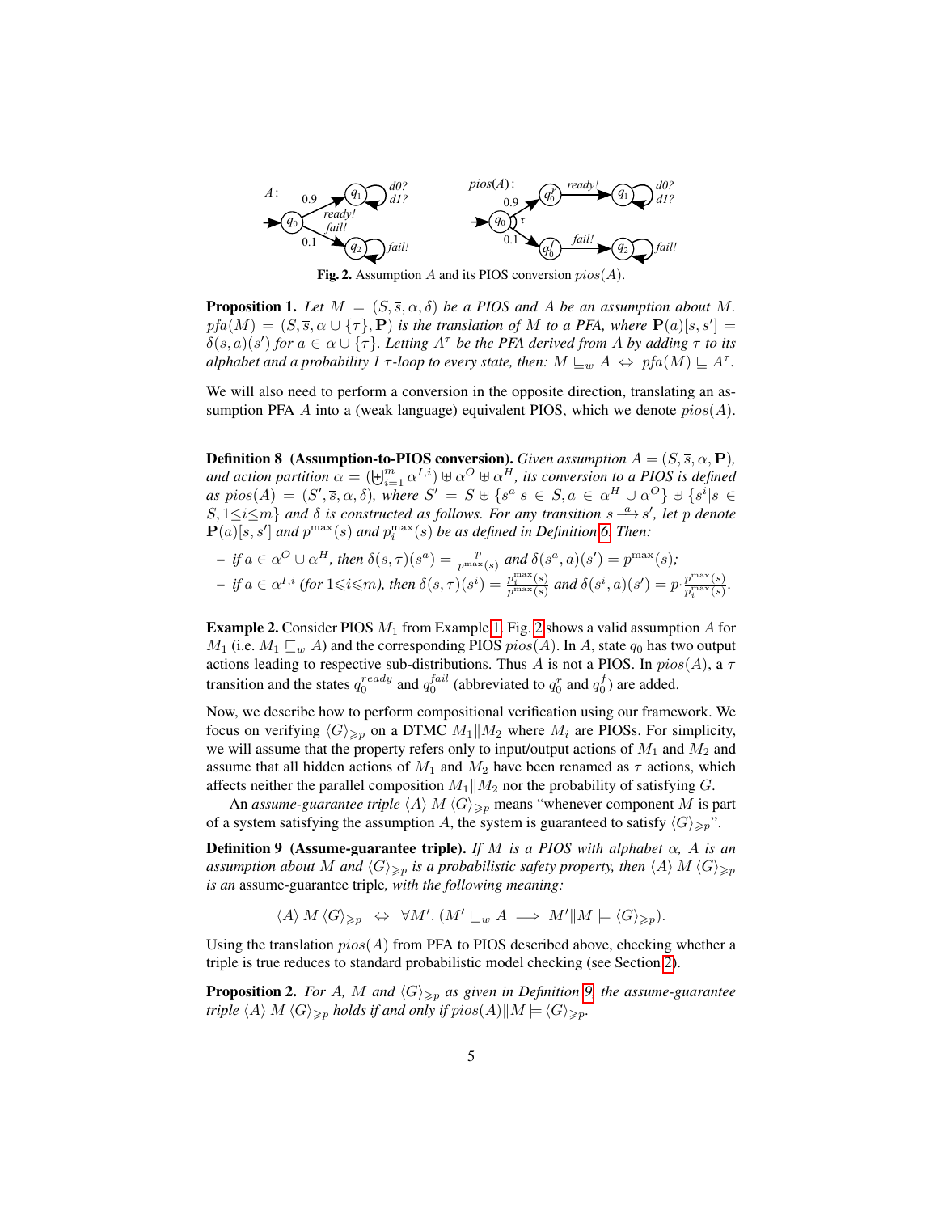**Fig. 2.** Assumption $A$ and its PIOS conversion $pios(A)$.

**Proposition 1.** *Let $M = (S, \overline{s}, \alpha, \delta)$ be a PIOS and $A$ be an assumption about $M$. $pfa(M) = (S, \overline{s}, \alpha \cup \{\tau\}, \mathbf{P})$ is the translation of $M$ to a PFA, where $\mathbf{P}(a)[s, s'] = \delta(s, a)(s')$ for $a \in \alpha \cup \{\tau\}$. Letting $A^\tau$ be the PFA derived from $A$ by adding $\tau$ to its alphabet and a probability 1 $\tau$-loop to every state, then: $M \sqsubseteq_w A \Leftrightarrow pfa(M) \sqsubseteq A^\tau$.*

We will also need to perform a conversion in the opposite direction, translating an assumption PFA $A$ into a (weak language) equivalent PIOS, which we denote $pios(A)$.

**Definition 8 (Assumption-to-PIOS conversion).** *Given assumption $A = (S, \overline{s}, \alpha, \mathbf{P})$, and action partition $\alpha = (\biguplus_{i=1}^{m} \alpha^{I,i}) \uplus \alpha^O \uplus \alpha^H$, its conversion to a PIOS is defined as $pios(A) = (S', \overline{s}, \alpha, \delta)$, where $S' = S \uplus \{s^a | s \in S, a \in \alpha^H \cup \alpha^O\} \uplus \{s^i | s \in S, 1 {\leq} i {\leq} m\}$ and $\delta$ is constructed as follows. For any transition $s \xrightarrow{a} s'$, let $p$ denote $\mathbf{P}(a)[s, s']$ and $p^{\max}(s)$ and $p_i^{\max}(s)$ be as defined in Definition 6. Then:*

- *if $a \in \alpha^O \cup \alpha^H$, then $\delta(s, \tau)(s^a) = \frac{p}{p^{\max}(s)}$ and $\delta(s^a, a)(s') = p^{\max}(s)$;*
- *if $a \in \alpha^{I,i}$ (for $1 {\leqslant} i {\leqslant} m$), then $\delta(s, \tau)(s^i) = \frac{p_i^{\max}(s)}{p^{\max}(s)}$ and $\delta(s^i, a)(s') = p {\cdot} \frac{p^{\max}(s)}{p_i^{\max}(s)}$.*

**Example 2.** Consider PIOS $M_1$ from Example 1. Fig. 2 shows a valid assumption $A$ for $M_1$ (i.e. $M_1 \sqsubseteq_w A$) and the corresponding PIOS $pios(A)$. In $A$, state $q_0$ has two output actions leading to respective sub-distributions. Thus $A$ is not a PIOS. In $pios(A)$, a $\tau$ transition and the states $q_0^{ready}$ and $q_0^{fail}$ (abbreviated to $q_0^r$ and $q_0^f$) are added.

Now, we describe how to perform compositional verification using our framework. We focus on verifying $\langle G \rangle_{\geqslant p}$ on a DTMC $M_1 \| M_2$ where $M_i$ are PIOSs. For simplicity, we will assume that the property refers only to input/output actions of $M_1$ and $M_2$ and assume that all hidden actions of $M_1$ and $M_2$ have been renamed as $\tau$ actions, which affects neither the parallel composition $M_1 \| M_2$ nor the probability of satisfying $G$.

An *assume-guarantee triple* $\langle A \rangle\, M\, \langle G \rangle_{\geqslant p}$ means "whenever component $M$ is part of a system satisfying the assumption $A$, the system is guaranteed to satisfy $\langle G \rangle_{\geqslant p}$".

**Definition 9 (Assume-guarantee triple).** *If $M$ is a PIOS with alphabet $\alpha$, $A$ is an assumption about $M$ and $\langle G \rangle_{\geqslant p}$ is a probabilistic safety property, then $\langle A \rangle\, M\, \langle G \rangle_{\geqslant p}$ is an* assume-guarantee triple*, with the following meaning:*

$$\langle A \rangle\, M\, \langle G \rangle_{\geqslant p} \;\Leftrightarrow\; \forall M'.\, (M' \sqsubseteq_w A \implies M' \| M \models \langle G \rangle_{\geqslant p}).$$

Using the translation $pios(A)$ from PFA to PIOS described above, checking whether a triple is true reduces to standard probabilistic model checking (see Section 2).

**Proposition 2.** *For $A$, $M$ and $\langle G \rangle_{\geqslant p}$ as given in Definition 9, the assume-guarantee triple $\langle A \rangle\, M\, \langle G \rangle_{\geqslant p}$ holds if and only if $pios(A) \| M \models \langle G \rangle_{\geqslant p}$.*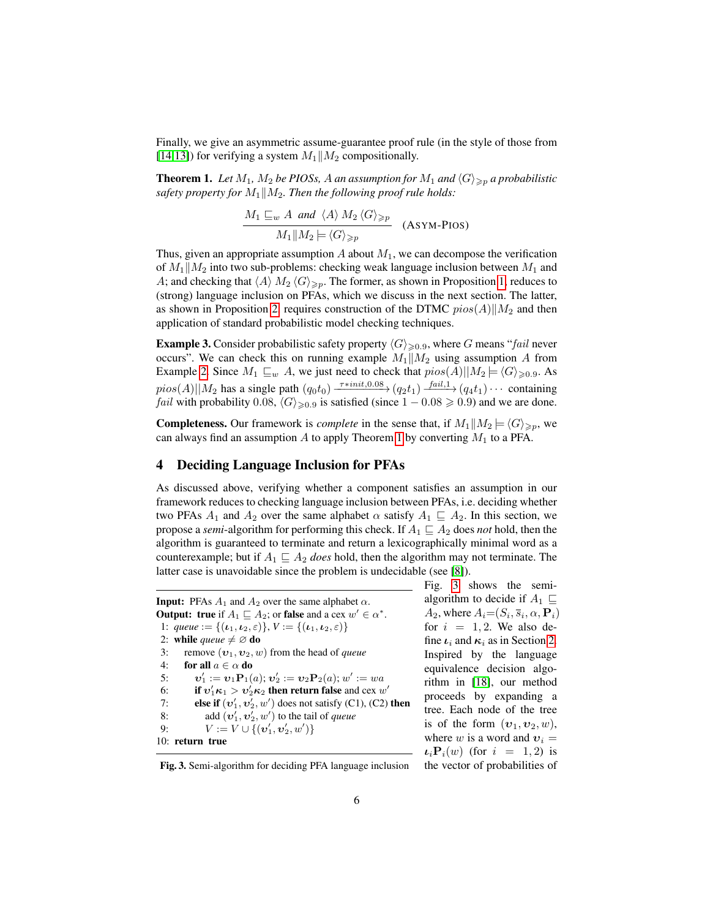Finally, we give an asymmetric assume-guarantee proof rule (in the style of those from [14,13]) for verifying a system $M_1 \| M_2$ compositionally.

**Theorem 1.** *Let $M_1$, $M_2$ be PIOSs, $A$ an assumption for $M_1$ and $\langle G \rangle_{\geqslant p}$ a probabilistic safety property for $M_1 \| M_2$. Then the following proof rule holds:*

$$\frac{M_1 \sqsubseteq_w A \ \text{ and } \ \langle A \rangle \, M_2 \, \langle G \rangle_{\geqslant p}}{M_1 \| M_2 \models \langle G \rangle_{\geqslant p}} \quad \text{(ASYM-PIOS)}$$

Thus, given an appropriate assumption $A$ about $M_1$, we can decompose the verification of $M_1 \| M_2$ into two sub-problems: checking weak language inclusion between $M_1$ and $A$; and checking that $\langle A \rangle \, M_2 \, \langle G \rangle_{\geqslant p}$. The former, as shown in Proposition 1, reduces to (strong) language inclusion on PFAs, which we discuss in the next section. The latter, as shown in Proposition 2, requires construction of the DTMC $pios(A) \| M_2$ and then application of standard probabilistic model checking techniques.

**Example 3.** Consider probabilistic safety property $\langle G \rangle_{\geqslant 0.9}$, where $G$ means "*fail* never occurs". We can check this on running example $M_1 \| M_2$ using assumption $A$ from Example 2. Since $M_1 \sqsubseteq_w A$, we just need to check that $pios(A) || M_2 \models \langle G \rangle_{\geqslant 0.9}$. As $pios(A) || M_2$ has a single path $(q_0 t_0) \xrightarrow{\tau * init, 0.08} (q_2 t_1) \xrightarrow{fail, 1} (q_4 t_1) \cdots$ containing *fail* with probability 0.08, $\langle G \rangle_{\geqslant 0.9}$ is satisfied (since $1 - 0.08 \geqslant 0.9$) and we are done.

**Completeness.** Our framework is *complete* in the sense that, if $M_1 \| M_2 \models \langle G \rangle_{\geqslant p}$, we can always find an assumption $A$ to apply Theorem 1 by converting $M_1$ to a PFA.

## 4 Deciding Language Inclusion for PFAs

As discussed above, verifying whether a component satisfies an assumption in our framework reduces to checking language inclusion between PFAs, i.e. deciding whether two PFAs $A_1$ and $A_2$ over the same alphabet $\alpha$ satisfy $A_1 \sqsubseteq A_2$. In this section, we propose a *semi*-algorithm for performing this check. If $A_1 \sqsubseteq A_2$ does *not* hold, then the algorithm is guaranteed to terminate and return a lexicographically minimal word as a counterexample; but if $A_1 \sqsubseteq A_2$ *does* hold, then the algorithm may not terminate. The latter case is unavoidable since the problem is undecidable (see [8]).

```
Input: PFAs A1 and A2 over the same alphabet α.
Output: true if A1 ⊑ A2; or false and a cex w' ∈ α*.
 1: queue := {(ι1, ι2, ε)}, V := {(ι1, ι2, ε)}
 2: while queue ≠ ∅ do
 3:   remove (υ1, υ2, w) from the head of queue
 4:   for all a ∈ α do
 5:     υ'1 := υ1 P1(a); υ'2 := υ2 P2(a); w' := wa
 6:     if υ'1 κ1 > υ'2 κ2 then return false and cex w'
 7:     else if (υ'1, υ'2, w') does not satisfy (C1), (C2) then
 8:       add (υ'1, υ'2, w') to the tail of queue
 9:       V := V ∪ {(υ'1, υ'2, w')}
10: return true
```

**Fig. 3.** Semi-algorithm for deciding PFA language inclusion

Fig. 3 shows the semi-algorithm to decide if $A_1 \sqsubseteq A_2$, where $A_i = (S_i, \overline{s}_i, \alpha, \mathbf{P}_i)$ for $i = 1, 2$. We also define $\boldsymbol{\iota}_i$ and $\boldsymbol{\kappa}_i$ as in Section 2. Inspired by the language equivalence decision algorithm in [18], our method proceeds by expanding a tree. Each node of the tree is of the form $(\boldsymbol{\upsilon}_1, \boldsymbol{\upsilon}_2, w)$, where $w$ is a word and $\boldsymbol{\upsilon}_i = \boldsymbol{\iota}_i \mathbf{P}_i(w)$ (for $i = 1, 2$) is the vector of probabilities of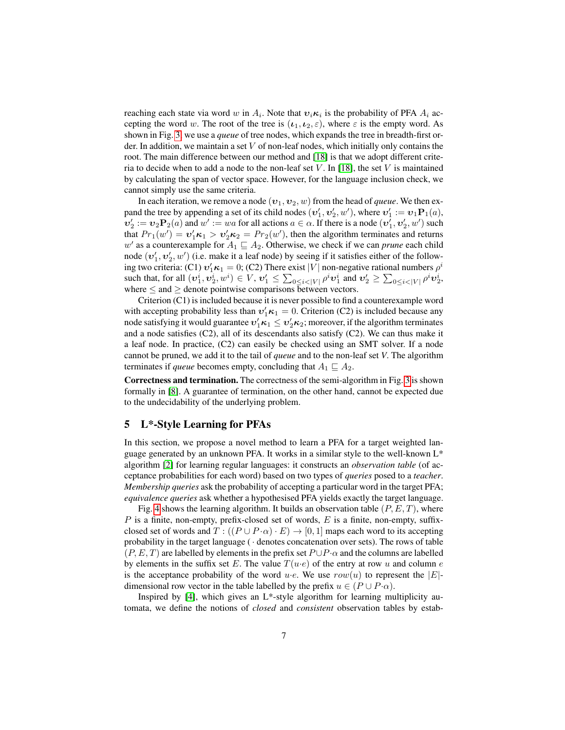reaching each state via word $w$ in $A_i$. Note that $\boldsymbol{\upsilon}_i\boldsymbol{\kappa}_i$ is the probability of PFA $A_i$ accepting the word $w$. The root of the tree is $(\boldsymbol{\iota}_1, \boldsymbol{\iota}_2, \varepsilon)$, where $\varepsilon$ is the empty word. As shown in Fig. 3, we use a *queue* of tree nodes, which expands the tree in breadth-first order. In addition, we maintain a set $V$ of non-leaf nodes, which initially only contains the root. The main difference between our method and [18] is that we adopt different criteria to decide when to add a node to the non-leaf set $V$. In [18], the set $V$ is maintained by calculating the span of vector space. However, for the language inclusion check, we cannot simply use the same criteria.

In each iteration, we remove a node $(\boldsymbol{\upsilon}_1, \boldsymbol{\upsilon}_2, w)$ from the head of *queue*. We then expand the tree by appending a set of its child nodes $(\boldsymbol{\upsilon}'_1, \boldsymbol{\upsilon}'_2, w')$, where $\boldsymbol{\upsilon}'_1 := \boldsymbol{\upsilon}_1\mathbf{P}_1(a)$, $\boldsymbol{\upsilon}'_2 := \boldsymbol{\upsilon}_2\mathbf{P}_2(a)$ and $w' := wa$ for all actions $a \in \alpha$. If there is a node $(\boldsymbol{\upsilon}'_1, \boldsymbol{\upsilon}'_2, w')$ such that $Pr_1(w') = \boldsymbol{\upsilon}'_1\boldsymbol{\kappa}_1 > \boldsymbol{\upsilon}'_2\boldsymbol{\kappa}_2 = Pr_2(w')$, then the algorithm terminates and returns $w'$ as a counterexample for $A_1 \sqsubseteq A_2$. Otherwise, we check if we can *prune* each child node $(\boldsymbol{\upsilon}'_1, \boldsymbol{\upsilon}'_2, w')$ (i.e. make it a leaf node) by seeing if it satisfies either of the following two criteria: (C1) $\boldsymbol{\upsilon}'_1\boldsymbol{\kappa}_1 = 0$; (C2) There exist $|V|$ non-negative rational numbers $\rho^i$ such that, for all $(\boldsymbol{\upsilon}^i_1, \boldsymbol{\upsilon}^i_2, w^i) \in V$, $\boldsymbol{\upsilon}'_1 \leq \sum_{0 \leq i < |V|} \rho^i \boldsymbol{\upsilon}^i_1$ and $\boldsymbol{\upsilon}'_2 \geq \sum_{0 \leq i < |V|} \rho^i \boldsymbol{\upsilon}^i_2$, where $\leq$ and $\geq$ denote pointwise comparisons between vectors.

Criterion (C1) is included because it is never possible to find a counterexample word with accepting probability less than $\boldsymbol{\upsilon}'_1\boldsymbol{\kappa}_1 = 0$. Criterion (C2) is included because any node satisfying it would guarantee $\boldsymbol{\upsilon}'_1\boldsymbol{\kappa}_1 \leq \boldsymbol{\upsilon}'_2\boldsymbol{\kappa}_2$; moreover, if the algorithm terminates and a node satisfies (C2), all of its descendants also satisfy (C2). We can thus make it a leaf node. In practice, (C2) can easily be checked using an SMT solver. If a node cannot be pruned, we add it to the tail of *queue* and to the non-leaf set *V*. The algorithm terminates if *queue* becomes empty, concluding that $A_1 \sqsubseteq A_2$.

**Correctness and termination.** The correctness of the semi-algorithm in Fig. 3 is shown formally in [8]. A guarantee of termination, on the other hand, cannot be expected due to the undecidability of the underlying problem.

## 5 L*-Style Learning for PFAs

In this section, we propose a novel method to learn a PFA for a target weighted language generated by an unknown PFA. It works in a similar style to the well-known L* algorithm [2] for learning regular languages: it constructs an *observation table* (of acceptance probabilities for each word) based on two types of *queries* posed to a *teacher*. *Membership queries* ask the probability of accepting a particular word in the target PFA; *equivalence queries* ask whether a hypothesised PFA yields exactly the target language.

Fig. 4 shows the learning algorithm. It builds an observation table $(P, E, T)$, where $P$ is a finite, non-empty, prefix-closed set of words, $E$ is a finite, non-empty, suffix-closed set of words and $T : ((P \cup P{\cdot}\alpha) \cdot E) \rightarrow [0, 1]$ maps each word to its accepting probability in the target language ($\cdot$ denotes concatenation over sets). The rows of table $(P, E, T)$ are labelled by elements in the prefix set $P{\cup}P{\cdot}\alpha$ and the columns are labelled by elements in the suffix set $E$. The value $T(u{\cdot}e)$ of the entry at row $u$ and column $e$ is the acceptance probability of the word $u{\cdot}e$. We use $row(u)$ to represent the $|E|$-dimensional row vector in the table labelled by the prefix $u \in (P \cup P{\cdot}\alpha)$.

Inspired by [4], which gives an L*-style algorithm for learning multiplicity automata, we define the notions of *closed* and *consistent* observation tables by estab-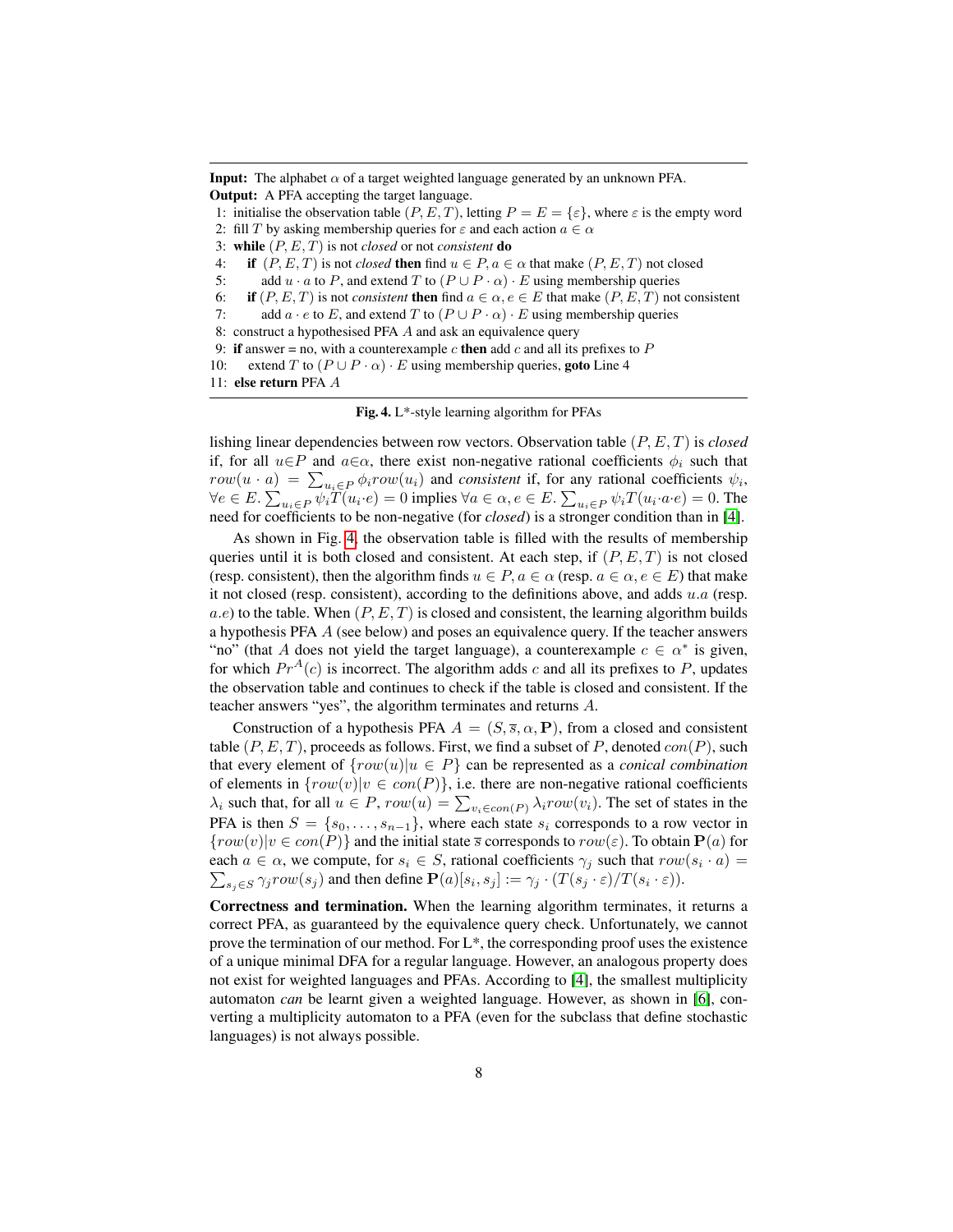**Input:** The alphabet $\alpha$ of a target weighted language generated by an unknown PFA.
**Output:** A PFA accepting the target language.

1: initialise the observation table $(P, E, T)$, letting $P = E = \{\varepsilon\}$, where $\varepsilon$ is the empty word
2: fill $T$ by asking membership queries for $\varepsilon$ and each action $a \in \alpha$
3: **while** $(P, E, T)$ is not *closed* or not *consistent* **do**
4: &nbsp;&nbsp;&nbsp;&nbsp;**if** $(P, E, T)$ is not *closed* **then** find $u \in P, a \in \alpha$ that make $(P, E, T)$ not closed
5: &nbsp;&nbsp;&nbsp;&nbsp;&nbsp;&nbsp;&nbsp;&nbsp;add $u \cdot a$ to $P$, and extend $T$ to $(P \cup P \cdot \alpha) \cdot E$ using membership queries
6: &nbsp;&nbsp;&nbsp;&nbsp;**if** $(P, E, T)$ is not *consistent* **then** find $a \in \alpha, e \in E$ that make $(P, E, T)$ not consistent
7: &nbsp;&nbsp;&nbsp;&nbsp;&nbsp;&nbsp;&nbsp;&nbsp;add $a \cdot e$ to $E$, and extend $T$ to $(P \cup P \cdot \alpha) \cdot E$ using membership queries
8: construct a hypothesised PFA $A$ and ask an equivalence query
9: **if** answer = no, with a counterexample $c$ **then** add $c$ and all its prefixes to $P$
10: &nbsp;&nbsp;&nbsp;&nbsp;extend $T$ to $(P \cup P \cdot \alpha) \cdot E$ using membership queries, **goto** Line 4
11: **else return** PFA $A$

**Fig. 4.** L*-style learning algorithm for PFAs

lishing linear dependencies between row vectors. Observation table $(P, E, T)$ is *closed* if, for all $u \in P$ and $a \in \alpha$, there exist non-negative rational coefficients $\phi_i$ such that $row(u \cdot a) = \sum_{u_i \in P} \phi_i row(u_i)$ and *consistent* if, for any rational coefficients $\psi_i$, $\forall e \in E. \sum_{u_i \in P} \psi_i T(u_i \cdot e) = 0$ implies $\forall a \in \alpha, e \in E. \sum_{u_i \in P} \psi_i T(u_i \cdot a \cdot e) = 0$. The need for coefficients to be non-negative (for *closed*) is a stronger condition than in [4].

As shown in Fig. 4, the observation table is filled with the results of membership queries until it is both closed and consistent. At each step, if $(P, E, T)$ is not closed (resp. consistent), then the algorithm finds $u \in P, a \in \alpha$ (resp. $a \in \alpha, e \in E$) that make it not closed (resp. consistent), according to the definitions above, and adds $u.a$ (resp. $a.e$) to the table. When $(P, E, T)$ is closed and consistent, the learning algorithm builds a hypothesis PFA $A$ (see below) and poses an equivalence query. If the teacher answers "no" (that $A$ does not yield the target language), a counterexample $c \in \alpha^*$ is given, for which $Pr^A(c)$ is incorrect. The algorithm adds $c$ and all its prefixes to $P$, updates the observation table and continues to check if the table is closed and consistent. If the teacher answers "yes", the algorithm terminates and returns $A$.

Construction of a hypothesis PFA $A = (S, \overline{s}, \alpha, \mathbf{P})$, from a closed and consistent table $(P, E, T)$, proceeds as follows. First, we find a subset of $P$, denoted $con(P)$, such that every element of $\{row(u) | u \in P\}$ can be represented as a *conical combination* of elements in $\{row(v) | v \in con(P)\}$, i.e. there are non-negative rational coefficients $\lambda_i$ such that, for all $u \in P$, $row(u) = \sum_{v_i \in con(P)} \lambda_i row(v_i)$. The set of states in the PFA is then $S = \{s_0, \ldots, s_{n-1}\}$, where each state $s_i$ corresponds to a row vector in $\{row(v) | v \in con(P)\}$ and the initial state $\overline{s}$ corresponds to $row(\varepsilon)$. To obtain $\mathbf{P}(a)$ for each $a \in \alpha$, we compute, for $s_i \in S$, rational coefficients $\gamma_j$ such that $row(s_i \cdot a) = \sum_{s_j \in S} \gamma_j row(s_j)$ and then define $\mathbf{P}(a)[s_i, s_j] := \gamma_j \cdot (T(s_j \cdot \varepsilon)/T(s_i \cdot \varepsilon))$.

**Correctness and termination.** When the learning algorithm terminates, it returns a correct PFA, as guaranteed by the equivalence query check. Unfortunately, we cannot prove the termination of our method. For L*, the corresponding proof uses the existence of a unique minimal DFA for a regular language. However, an analogous property does not exist for weighted languages and PFAs. According to [4], the smallest multiplicity automaton *can* be learnt given a weighted language. However, as shown in [6], converting a multiplicity automaton to a PFA (even for the subclass that define stochastic languages) is not always possible.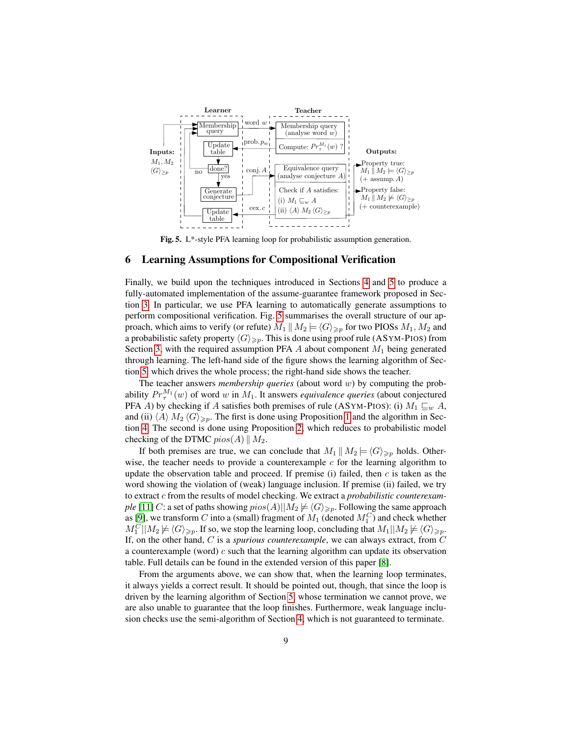Fig. 5. L*-style PFA learning loop for probabilistic assumption generation.

## 6 Learning Assumptions for Compositional Verification

Finally, we build upon the techniques introduced in Sections 4 and 5 to produce a fully-automated implementation of the assume-guarantee framework proposed in Section 3. In particular, we use PFA learning to automatically generate assumptions to perform compositional verification. Fig. 5 summarises the overall structure of our approach, which aims to verify (or refute) $M_1 \parallel M_2 \models \langle G \rangle_{\geqslant p}$ for two PIOSs $M_1, M_2$ and a probabilistic safety property $\langle G \rangle_{\geqslant p}$. This is done using proof rule (ASYM-PIOS) from Section 3, with the required assumption PFA $A$ about component $M_1$ being generated through learning. The left-hand side of the figure shows the learning algorithm of Section 5, which drives the whole process; the right-hand side shows the teacher.

The teacher answers *membership queries* (about word $w$) by computing the probability $Pr_\tau^{M_1}(w)$ of word $w$ in $M_1$. It answers *equivalence queries* (about conjectured PFA $A$) by checking if $A$ satisfies both premises of rule (ASYM-PIOS): (i) $M_1 \sqsubseteq_w A$, and (ii) $\langle A \rangle\, M_2\, \langle G \rangle_{\geqslant p}$. The first is done using Proposition 1 and the algorithm in Section 4. The second is done using Proposition 2, which reduces to probabilistic model checking of the DTMC $pios(A) \parallel M_2$.

If both premises are true, we can conclude that $M_1 \parallel M_2 \models \langle G \rangle_{\geqslant p}$ holds. Otherwise, the teacher needs to provide a counterexample $c$ for the learning algorithm to update the observation table and proceed. If premise (i) failed, then $c$ is taken as the word showing the violation of (weak) language inclusion. If premise (ii) failed, we try to extract $c$ from the results of model checking. We extract a *probabilistic counterexample* [11] $C$: a set of paths showing $pios(A) || M_2 \not\models \langle G \rangle_{\geqslant p}$. Following the same approach as [9], we transform $C$ into a (small) fragment of $M_1$ (denoted $M_1^C$) and check whether $M_1^C || M_2 \not\models \langle G \rangle_{\geqslant p}$. If so, we stop the learning loop, concluding that $M_1 || M_2 \not\models \langle G \rangle_{\geqslant p}$. If, on the other hand, $C$ is a *spurious counterexample*, we can always extract, from $C$ a counterexample (word) $c$ such that the learning algorithm can update its observation table. Full details can be found in the extended version of this paper [8].

From the arguments above, we can show that, when the learning loop terminates, it always yields a correct result. It should be pointed out, though, that since the loop is driven by the learning algorithm of Section 5, whose termination we cannot prove, we are also unable to guarantee that the loop finishes. Furthermore, weak language inclusion checks use the semi-algorithm of Section 4, which is not guaranteed to terminate.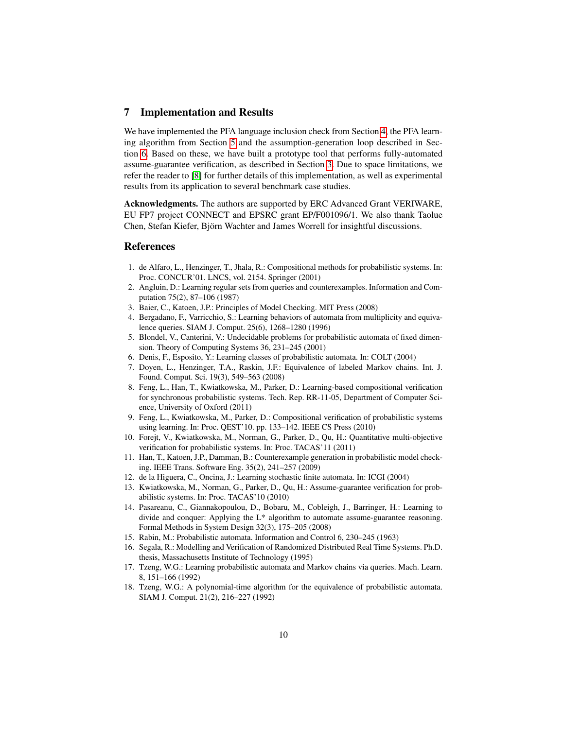## 7 Implementation and Results

We have implemented the PFA language inclusion check from Section 4, the PFA learning algorithm from Section 5 and the assumption-generation loop described in Section 6. Based on these, we have built a prototype tool that performs fully-automated assume-guarantee verification, as described in Section 3. Due to space limitations, we refer the reader to [8] for further details of this implementation, as well as experimental results from its application to several benchmark case studies.

**Acknowledgments.** The authors are supported by ERC Advanced Grant VERIWARE, EU FP7 project CONNECT and EPSRC grant EP/F001096/1. We also thank Taolue Chen, Stefan Kiefer, Björn Wachter and James Worrell for insightful discussions.

## References

1. de Alfaro, L., Henzinger, T., Jhala, R.: Compositional methods for probabilistic systems. In: Proc. CONCUR'01. LNCS, vol. 2154. Springer (2001)
2. Angluin, D.: Learning regular sets from queries and counterexamples. Information and Computation 75(2), 87–106 (1987)
3. Baier, C., Katoen, J.P.: Principles of Model Checking. MIT Press (2008)
4. Bergadano, F., Varricchio, S.: Learning behaviors of automata from multiplicity and equivalence queries. SIAM J. Comput. 25(6), 1268–1280 (1996)
5. Blondel, V., Canterini, V.: Undecidable problems for probabilistic automata of fixed dimension. Theory of Computing Systems 36, 231–245 (2001)
6. Denis, F., Esposito, Y.: Learning classes of probabilistic automata. In: COLT (2004)
7. Doyen, L., Henzinger, T.A., Raskin, J.F.: Equivalence of labeled Markov chains. Int. J. Found. Comput. Sci. 19(3), 549–563 (2008)
8. Feng, L., Han, T., Kwiatkowska, M., Parker, D.: Learning-based compositional verification for synchronous probabilistic systems. Tech. Rep. RR-11-05, Department of Computer Science, University of Oxford (2011)
9. Feng, L., Kwiatkowska, M., Parker, D.: Compositional verification of probabilistic systems using learning. In: Proc. QEST'10. pp. 133–142. IEEE CS Press (2010)
10. Forejt, V., Kwiatkowska, M., Norman, G., Parker, D., Qu, H.: Quantitative multi-objective verification for probabilistic systems. In: Proc. TACAS'11 (2011)
11. Han, T., Katoen, J.P., Damman, B.: Counterexample generation in probabilistic model checking. IEEE Trans. Software Eng. 35(2), 241–257 (2009)
12. de la Higuera, C., Oncina, J.: Learning stochastic finite automata. In: ICGI (2004)
13. Kwiatkowska, M., Norman, G., Parker, D., Qu, H.: Assume-guarantee verification for probabilistic systems. In: Proc. TACAS'10 (2010)
14. Pasareanu, C., Giannakopoulou, D., Bobaru, M., Cobleigh, J., Barringer, H.: Learning to divide and conquer: Applying the L* algorithm to automate assume-guarantee reasoning. Formal Methods in System Design 32(3), 175–205 (2008)
15. Rabin, M.: Probabilistic automata. Information and Control 6, 230–245 (1963)
16. Segala, R.: Modelling and Verification of Randomized Distributed Real Time Systems. Ph.D. thesis, Massachusetts Institute of Technology (1995)
17. Tzeng, W.G.: Learning probabilistic automata and Markov chains via queries. Mach. Learn. 8, 151–166 (1992)
18. Tzeng, W.G.: A polynomial-time algorithm for the equivalence of probabilistic automata. SIAM J. Comput. 21(2), 216–227 (1992)